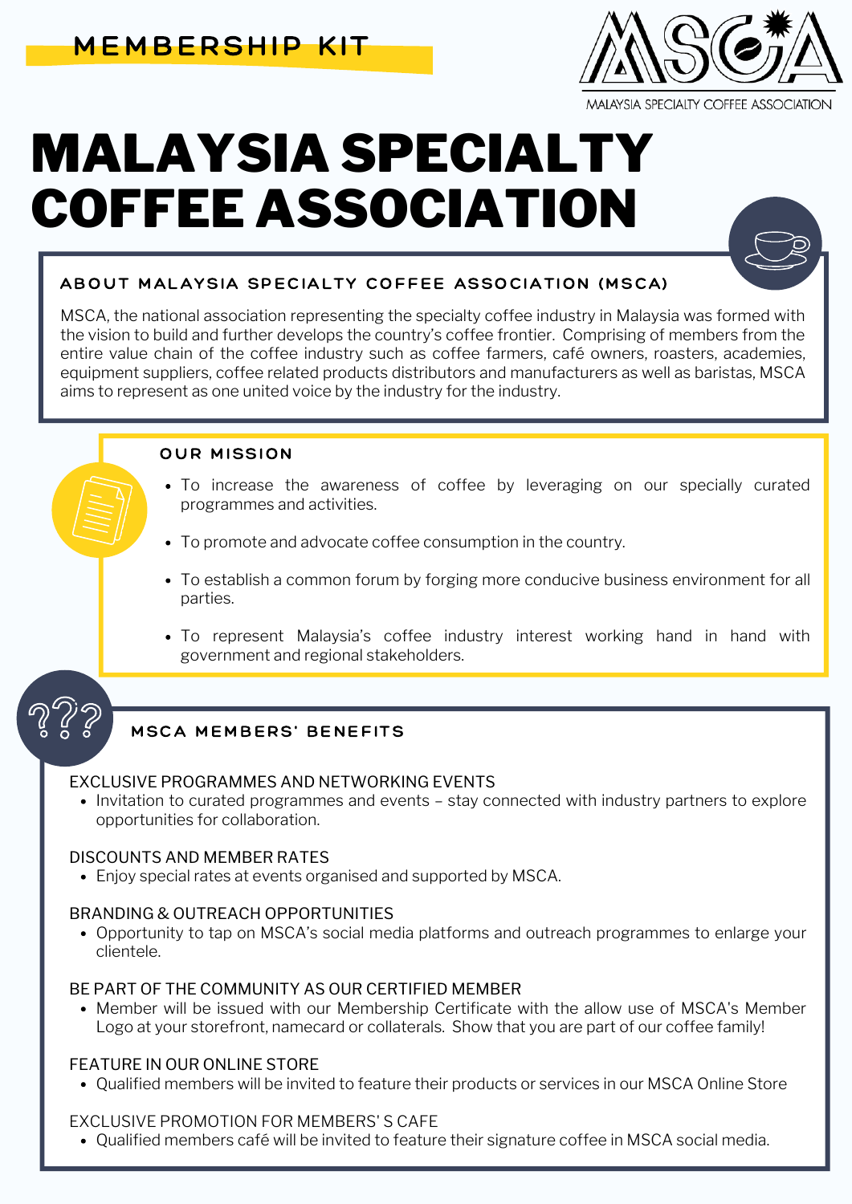MEMBERSHIP KIT

MALAYSIA SPECIALTY COFFEE ASSOCIATION

# MALAYSIA SPECIALTY COFFEE ASSOCIATION

## ABOUT MALAYSIA SPECIALTY COFFEE ASSOCIATION (MSCA)

MSCA, the national association representing the specialty coffee industry in Malaysia was formed with the vision to build and further develops the country's coffee frontier. Comprising of members from the entire value chain of the coffee industry such as coffee farmers, café owners, roasters, academies, equipment suppliers, coffee related products distributors and manufacturers as well as baristas, MSCA aims to represent as one united voice by the industry for the industry.

## OUR MISSION

- To increase the awareness of coffee by leveraging on our specially curated programmes and activities.
- To promote and advocate coffee consumption in the country.
- To establish a common forum by forging more conducive business environment for all parties.
- To represent Malaysia's coffee industry interest working hand in hand with government and regional stakeholders.

## MSCA MEMBERS' BENEFITS

EXCLUSIVE PROGRAMMES AND NETWORKING EVENTS

- Invitation to curated programmes and events – stay connected with industry partners to explore opportunities for collaboration.

DISCOUNTS AND MEMBER RATES

- Enjoy special rates at events organised and supported by MSCA.

BRANDING & OUTREACH OPPORTUNITIES

- Opportunity to tap on MSCA's social media platforms and outreach programmes to enlarge your clientele.

BE PART OF THE COMMUNITY AS OUR CERTIFIED MEMBER

- Member will be issued with our Membership Certificate with the allow use of MSCA's Member Logo at your storefront, namecard or collaterals. Show that you are part of our coffee family!

FEATURE IN OUR ONLINE STORE

- Qualified members will be invited to feature their products or services in our MSCA Online Store

EXCLUSIVE PROMOTION FOR MEMBERS' S CAFE

- Qualified members café will be invited to feature their signature coffee in MSCA social media.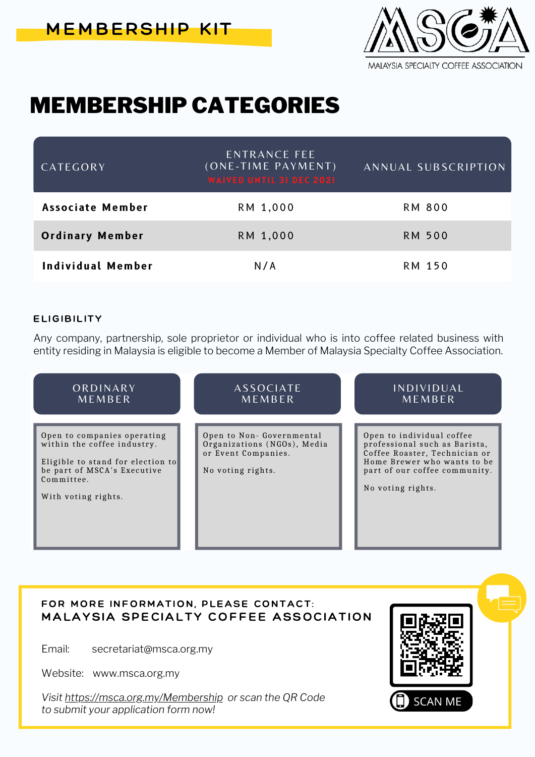MEMBERSHIP KIT

MALAYSIA SPECIALTY COFFEE ASSOCIATION

# MEMBERSHIP CATEGORIES

| CATEGORY | ENTRANCE FEE (ONE-TIME PAYMENT) WAIVED UNTIL 31 DEC 2021 | ANNUAL SUBSCRIPTION |
|---|---|---|
| **Associate Member** | RM 1,000 | RM 800 |
| **Ordinary Member** | RM 1,000 | RM 500 |
| **Individual Member** | N/A | RM 150 |

### ELIGIBILITY

Any company, partnership, sole proprietor or individual who is into coffee related business with entity residing in Malaysia is eligible to become a Member of Malaysia Specialty Coffee Association.

#### ORDINARY MEMBER

Open to companies operating within the coffee industry.

Eligible to stand for election to be part of MSCA's Executive Committee.

With voting rights.

#### ASSOCIATE MEMBER

Open to Non- Governmental Organizations (NGOs), Media or Event Companies.

No voting rights.

#### INDIVIDUAL MEMBER

Open to individual coffee professional such as Barista, Coffee Roaster, Technician or Home Brewer who wants to be part of our coffee community.

No voting rights.

FOR MORE INFORMATION, PLEASE CONTACT:
**MALAYSIA SPECIALTY COFFEE ASSOCIATION**

Email: secretariat@msca.org.my

Website: www.msca.org.my

*Visit https://msca.org.my/Membership or scan the QR Code to submit your application form now!*

SCAN ME